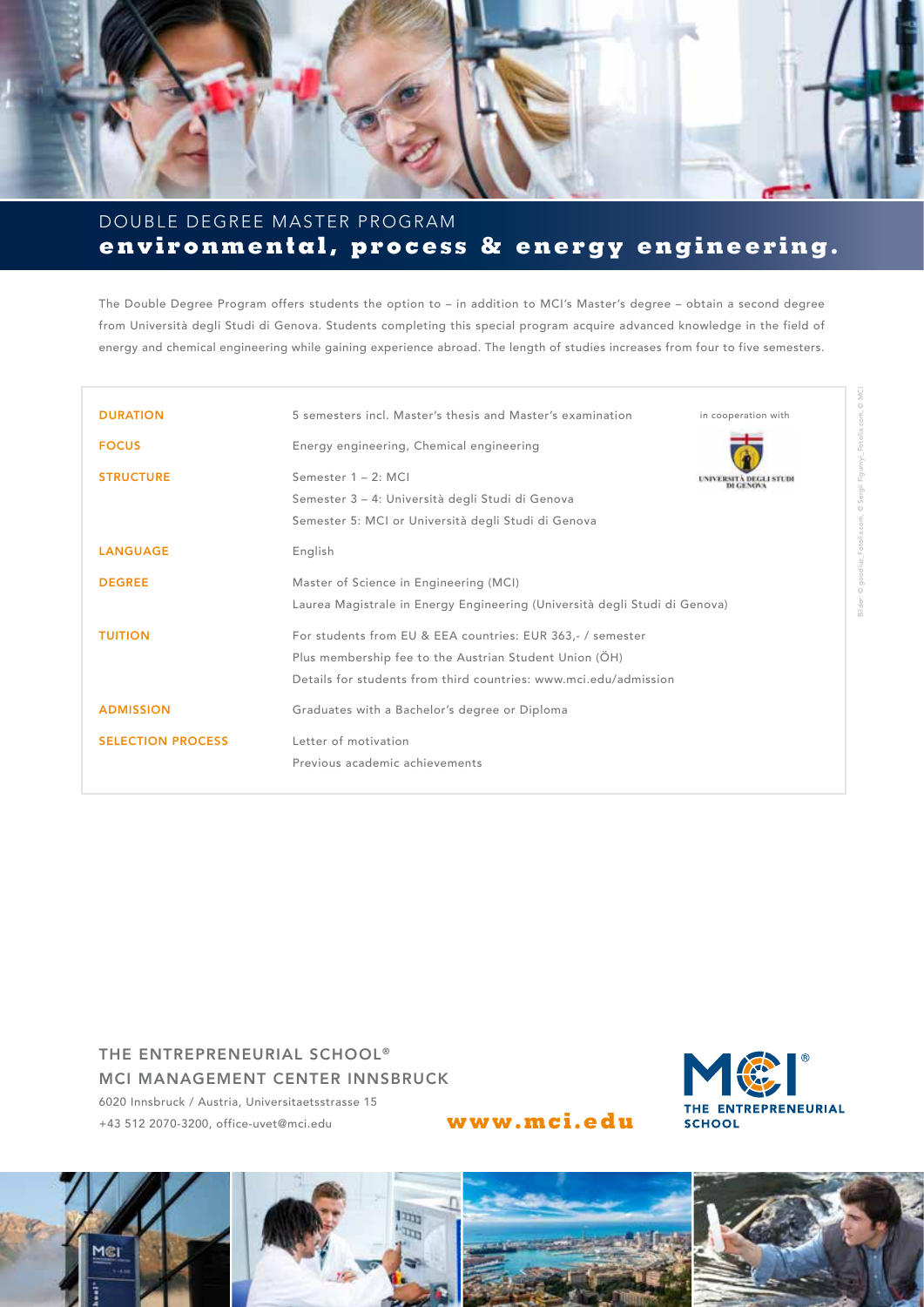# DOUBLE DEGREE MASTER PROGRAM
## environmental, process & energy engineering.

The Double Degree Program offers students the option to – in addition to MCI's Master's degree – obtain a second degree from Università degli Studi di Genova. Students completing this special program acquire advanced knowledge in the field of energy and chemical engineering while gaining experience abroad. The length of studies increases from four to five semesters.

| | |
|---|---|
| **DURATION** | 5 semesters incl. Master's thesis and Master's examination |
| **FOCUS** | Energy engineering, Chemical engineering |
| **STRUCTURE** | Semester 1 – 2: MCI<br>Semester 3 – 4: Università degli Studi di Genova<br>Semester 5: MCI or Università degli Studi di Genova |
| **LANGUAGE** | English |
| **DEGREE** | Master of Science in Engineering (MCI)<br>Laurea Magistrale in Energy Engineering (Università degli Studi di Genova) |
| **TUITION** | For students from EU & EEA countries: EUR 363,- / semester<br>Plus membership fee to the Austrian Student Union (ÖH)<br>Details for students from third countries: www.mci.edu/admission |
| **ADMISSION** | Graduates with a Bachelor's degree or Diploma |
| **SELECTION PROCESS** | Letter of motivation<br>Previous academic achievements |

in cooperation with

UNIVERSITÀ DEGLI STUDI DI GENOVA

Bilder: © goodluz_Fotolia.com, © Sergii Figurnyi_Fotolia.com, © MCI

THE ENTREPRENEURIAL SCHOOL®
MCI MANAGEMENT CENTER INNSBRUCK
6020 Innsbruck / Austria, Universitaetsstrasse 15
+43 512 2070-3200, office-uvet@mci.edu

**www.mci.edu**

MCI® THE ENTREPRENEURIAL SCHOOL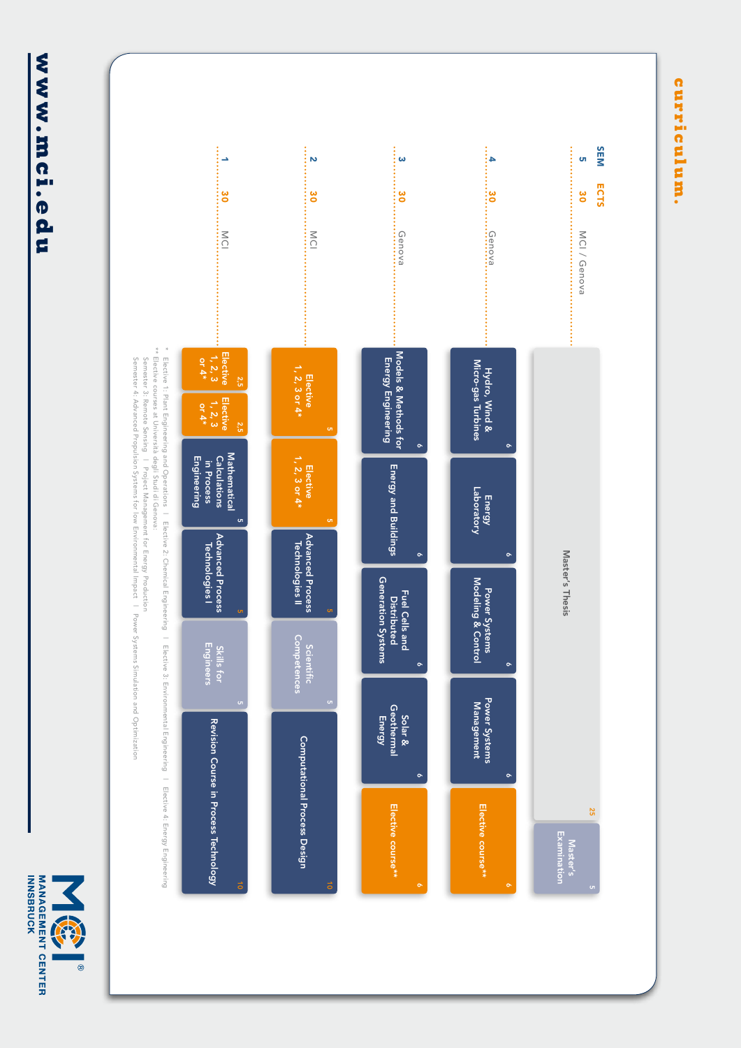# curriculum.

| SEM | ECTS | Location | Courses |
|---|---|---|---|
| 5 | 30 | MCI / Genova | Master's Thesis (25) · Master's Examination (5) |
| 4 | 30 | Genova | Hydro, Wind & Micro-gas Turbines (6) · Energy Laboratory (6) · Power Systems Modeling & Control (6) · Power Systems Management (6) · Elective course** (6) |
| 3 | 30 | Genova | Models & Methods for Energy Engineering (6) · Energy and Buildings (6) · Fuel Cells and Distributed Generation Systems (6) · Solar & Geothermal Energy (6) · Elective course** (6) |
| 2 | 30 | MCI | Elective 1, 2, 3 or 4* (5) · Elective 1, 2, 3 or 4* (5) · Advanced Process Technologies II (5) · Scientific Competences (5) · Computational Process Design (10) |
| 1 | 30 | MCI | Elective 1, 2, 3 or 4* (2.5) · Elective 1, 2, 3 or 4* (2.5) · Mathematical Calculations in Process Engineering (5) · Advanced Process Technologies I (5) · Skills for Engineers (5) · Revision Course in Process Technology (10) |

\* Elective 1: Plant Engineering and Operations | Elective 2: Chemical Engineering | Elective 3: Environmental Engineering | Elective 4: Energy Engineering

\*\* Elective courses at Università degli Studi di Genova:
Semester 3: Remote Sensing | Project Management for Energy Production
Semester 4: Advanced Propulsion Systems for low Environmental Impact | Power Systems Simulation and Optimization

www.mci.edu

MCI® MANAGEMENT CENTER INNSBRUCK